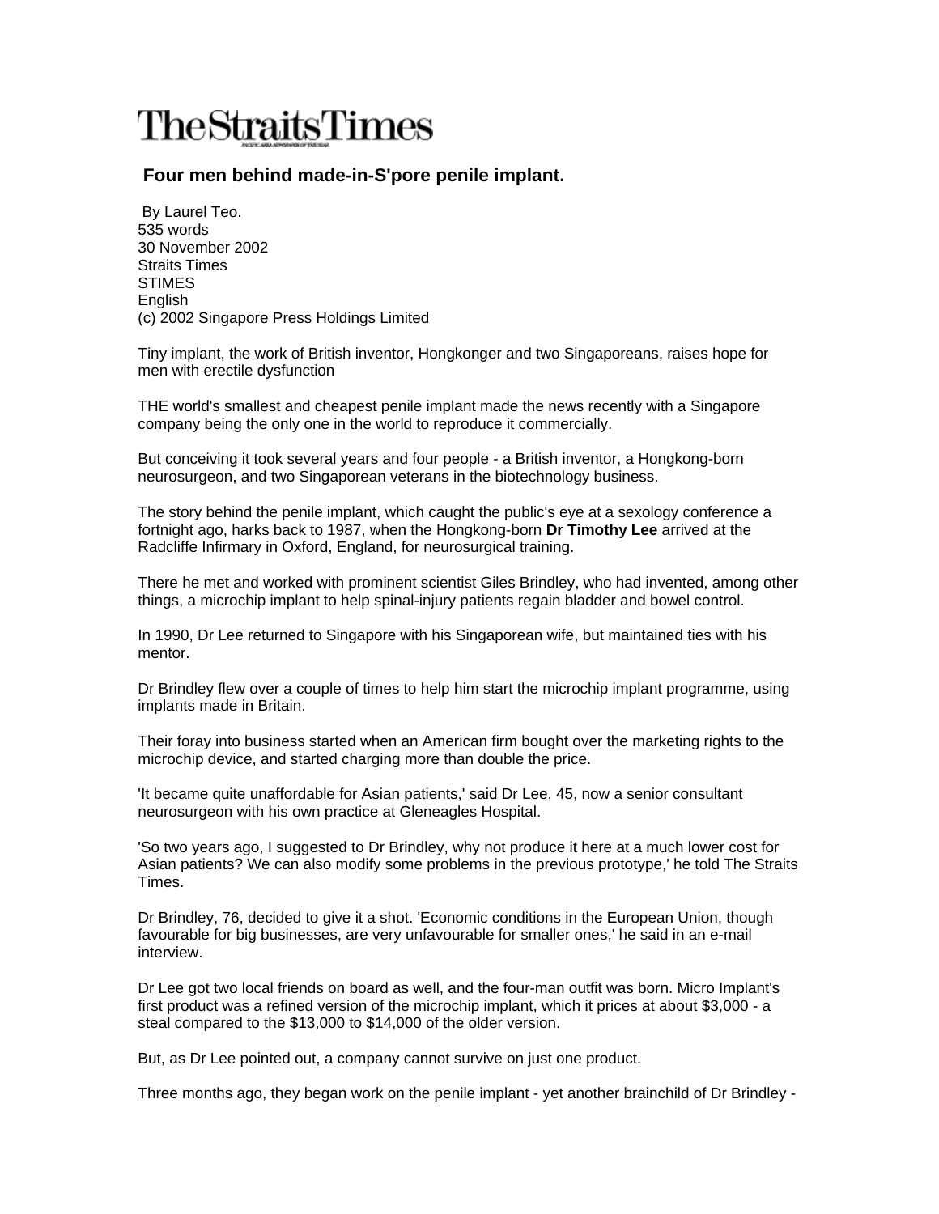The Straits Times

## Four men behind made-in-S'pore penile implant.

By Laurel Teo.
535 words
30 November 2002
Straits Times
STIMES
English
(c) 2002 Singapore Press Holdings Limited

Tiny implant, the work of British inventor, Hongkonger and two Singaporeans, raises hope for men with erectile dysfunction

THE world's smallest and cheapest penile implant made the news recently with a Singapore company being the only one in the world to reproduce it commercially.

But conceiving it took several years and four people - a British inventor, a Hongkong-born neurosurgeon, and two Singaporean veterans in the biotechnology business.

The story behind the penile implant, which caught the public's eye at a sexology conference a fortnight ago, harks back to 1987, when the Hongkong-born **Dr Timothy Lee** arrived at the Radcliffe Infirmary in Oxford, England, for neurosurgical training.

There he met and worked with prominent scientist Giles Brindley, who had invented, among other things, a microchip implant to help spinal-injury patients regain bladder and bowel control.

In 1990, Dr Lee returned to Singapore with his Singaporean wife, but maintained ties with his mentor.

Dr Brindley flew over a couple of times to help him start the microchip implant programme, using implants made in Britain.

Their foray into business started when an American firm bought over the marketing rights to the microchip device, and started charging more than double the price.

'It became quite unaffordable for Asian patients,' said Dr Lee, 45, now a senior consultant neurosurgeon with his own practice at Gleneagles Hospital.

'So two years ago, I suggested to Dr Brindley, why not produce it here at a much lower cost for Asian patients? We can also modify some problems in the previous prototype,' he told The Straits Times.

Dr Brindley, 76, decided to give it a shot. 'Economic conditions in the European Union, though favourable for big businesses, are very unfavourable for smaller ones,' he said in an e-mail interview.

Dr Lee got two local friends on board as well, and the four-man outfit was born. Micro Implant's first product was a refined version of the microchip implant, which it prices at about $3,000 - a steal compared to the $13,000 to $14,000 of the older version.

But, as Dr Lee pointed out, a company cannot survive on just one product.

Three months ago, they began work on the penile implant - yet another brainchild of Dr Brindley -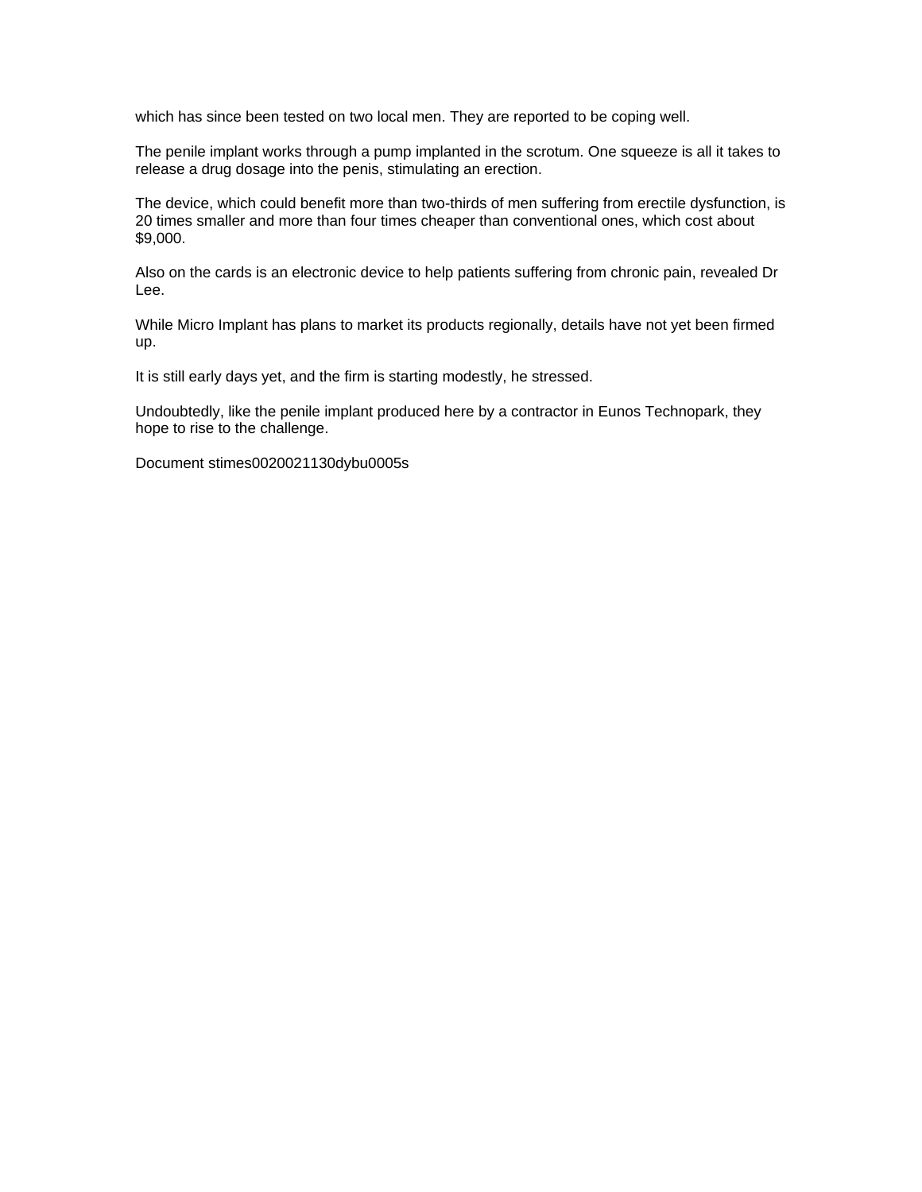which has since been tested on two local men. They are reported to be coping well.

The penile implant works through a pump implanted in the scrotum. One squeeze is all it takes to release a drug dosage into the penis, stimulating an erection.

The device, which could benefit more than two-thirds of men suffering from erectile dysfunction, is 20 times smaller and more than four times cheaper than conventional ones, which cost about $9,000.

Also on the cards is an electronic device to help patients suffering from chronic pain, revealed Dr Lee.

While Micro Implant has plans to market its products regionally, details have not yet been firmed up.

It is still early days yet, and the firm is starting modestly, he stressed.

Undoubtedly, like the penile implant produced here by a contractor in Eunos Technopark, they hope to rise to the challenge.

Document stimes0020021130dybu0005s